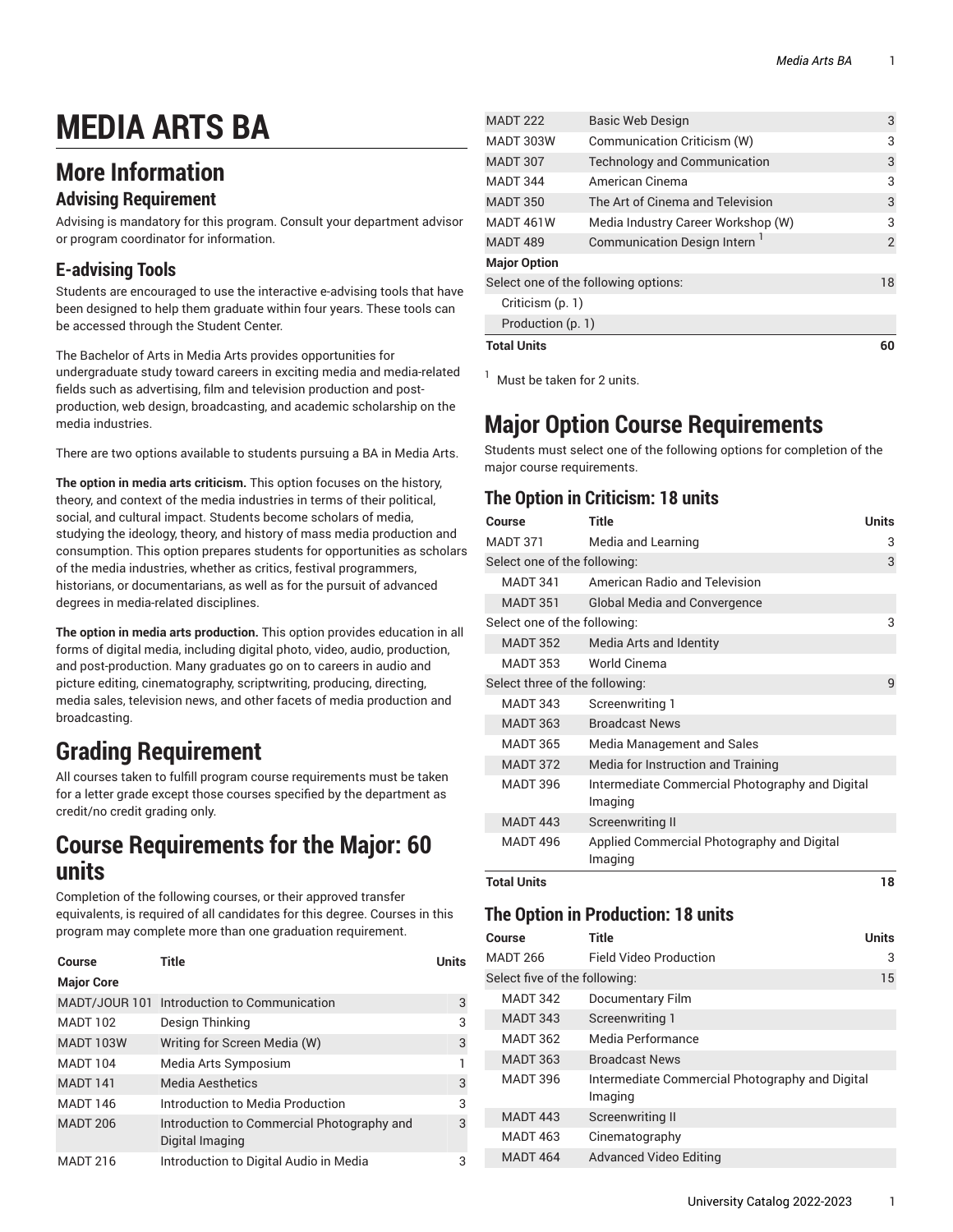# MEDIA ARTS BA

## More Information

### Advising Requirement

Advising is mandatory for this program. Consult your department advisor or program coordinator for information.

### E-advising Tools

Students are encouraged to use the interactive e-advising tools that have been designed to help them graduate within four years. These tools can be accessed through the Student Center.

The Bachelor of Arts in Media Arts provides opportunities for undergraduate study toward careers in exciting media and media-related fields such as advertising, film and television production and post-production, web design, broadcasting, and academic scholarship on the media industries.

There are two options available to students pursuing a BA in Media Arts.

**The option in media arts criticism.** This option focuses on the history, theory, and context of the media industries in terms of their political, social, and cultural impact. Students become scholars of media, studying the ideology, theory, and history of mass media production and consumption. This option prepares students for opportunities as scholars of the media industries, whether as critics, festival programmers, historians, or documentarians, as well as for the pursuit of advanced degrees in media-related disciplines.

**The option in media arts production.** This option provides education in all forms of digital media, including digital photo, video, audio, production, and post-production. Many graduates go on to careers in audio and picture editing, cinematography, scriptwriting, producing, directing, media sales, television news, and other facets of media production and broadcasting.

## Grading Requirement

All courses taken to fulfill program course requirements must be taken for a letter grade except those courses specified by the department as credit/no credit grading only.

## Course Requirements for the Major: 60 units

Completion of the following courses, or their approved transfer equivalents, is required of all candidates for this degree. Courses in this program may complete more than one graduation requirement.

| Course | Title | Units |
|---|---|---|
| **Major Core** | | |
| MADT/JOUR 101 | Introduction to Communication | 3 |
| MADT 102 | Design Thinking | 3 |
| MADT 103W | Writing for Screen Media (W) | 3 |
| MADT 104 | Media Arts Symposium | 1 |
| MADT 141 | Media Aesthetics | 3 |
| MADT 146 | Introduction to Media Production | 3 |
| MADT 206 | Introduction to Commercial Photography and Digital Imaging | 3 |
| MADT 216 | Introduction to Digital Audio in Media | 3 |
| MADT 222 | Basic Web Design | 3 |
| MADT 303W | Communication Criticism (W) | 3 |
| MADT 307 | Technology and Communication | 3 |
| MADT 344 | American Cinema | 3 |
| MADT 350 | The Art of Cinema and Television | 3 |
| MADT 461W | Media Industry Career Workshop (W) | 3 |
| MADT 489 | Communication Design Intern [1] | 2 |
| **Major Option** | | |
| Select one of the following options: | | 18 |
| Criticism (p. 1) | | |
| Production (p. 1) | | |
| **Total Units** | | **60** |

[1] Must be taken for 2 units.

## Major Option Course Requirements

Students must select one of the following options for completion of the major course requirements.

### The Option in Criticism: 18 units

| Course | Title | Units |
|---|---|---|
| MADT 371 | Media and Learning | 3 |
| Select one of the following: | | 3 |
| MADT 341 | American Radio and Television | |
| MADT 351 | Global Media and Convergence | |
| Select one of the following: | | 3 |
| MADT 352 | Media Arts and Identity | |
| MADT 353 | World Cinema | |
| Select three of the following: | | 9 |
| MADT 343 | Screenwriting 1 | |
| MADT 363 | Broadcast News | |
| MADT 365 | Media Management and Sales | |
| MADT 372 | Media for Instruction and Training | |
| MADT 396 | Intermediate Commercial Photography and Digital Imaging | |
| MADT 443 | Screenwriting II | |
| MADT 496 | Applied Commercial Photography and Digital Imaging | |
| **Total Units** | | **18** |

### The Option in Production: 18 units

| Course | Title | Units |
|---|---|---|
| MADT 266 | Field Video Production | 3 |
| Select five of the following: | | 15 |
| MADT 342 | Documentary Film | |
| MADT 343 | Screenwriting 1 | |
| MADT 362 | Media Performance | |
| MADT 363 | Broadcast News | |
| MADT 396 | Intermediate Commercial Photography and Digital Imaging | |
| MADT 443 | Screenwriting II | |
| MADT 463 | Cinematography | |
| MADT 464 | Advanced Video Editing | |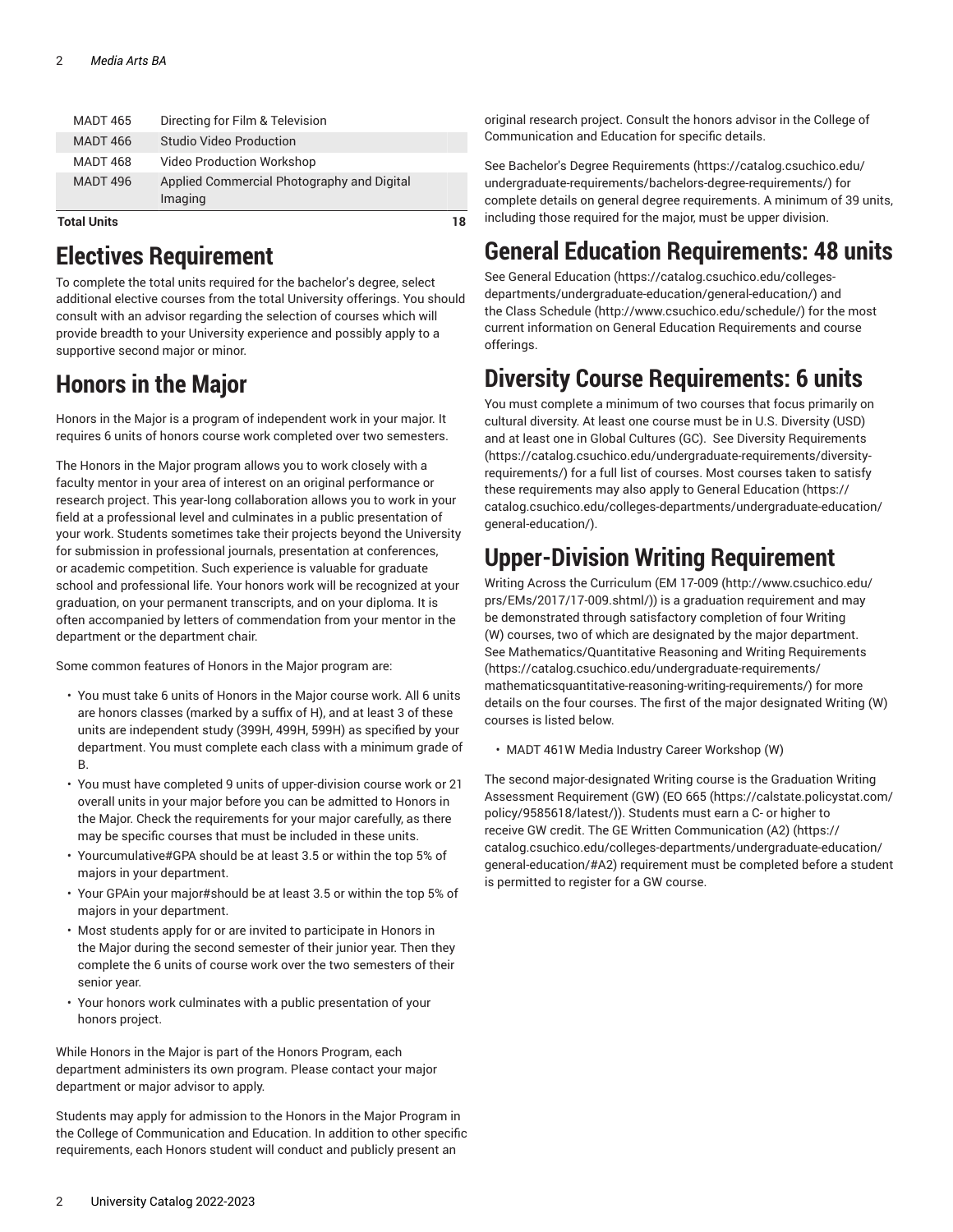| | | |
|---|---|---|
| MADT 465 | Directing for Film & Television | |
| MADT 466 | Studio Video Production | |
| MADT 468 | Video Production Workshop | |
| MADT 496 | Applied Commercial Photography and Digital Imaging | |
| **Total Units** | | **18** |

# Electives Requirement

To complete the total units required for the bachelor's degree, select additional elective courses from the total University offerings. You should consult with an advisor regarding the selection of courses which will provide breadth to your University experience and possibly apply to a supportive second major or minor.

# Honors in the Major

Honors in the Major is a program of independent work in your major. It requires 6 units of honors course work completed over two semesters.

The Honors in the Major program allows you to work closely with a faculty mentor in your area of interest on an original performance or research project. This year-long collaboration allows you to work in your field at a professional level and culminates in a public presentation of your work. Students sometimes take their projects beyond the University for submission in professional journals, presentation at conferences, or academic competition. Such experience is valuable for graduate school and professional life. Your honors work will be recognized at your graduation, on your permanent transcripts, and on your diploma. It is often accompanied by letters of commendation from your mentor in the department or the department chair.

Some common features of Honors in the Major program are:

- You must take 6 units of Honors in the Major course work. All 6 units are honors classes (marked by a suffix of H), and at least 3 of these units are independent study (399H, 499H, 599H) as specified by your department. You must complete each class with a minimum grade of B.
- You must have completed 9 units of upper-division course work or 21 overall units in your major before you can be admitted to Honors in the Major. Check the requirements for your major carefully, as there may be specific courses that must be included in these units.
- Yourcumulative#GPA should be at least 3.5 or within the top 5% of majors in your department.
- Your GPAin your major#should be at least 3.5 or within the top 5% of majors in your department.
- Most students apply for or are invited to participate in Honors in the Major during the second semester of their junior year. Then they complete the 6 units of course work over the two semesters of their senior year.
- Your honors work culminates with a public presentation of your honors project.

While Honors in the Major is part of the Honors Program, each department administers its own program. Please contact your major department or major advisor to apply.

Students may apply for admission to the Honors in the Major Program in the College of Communication and Education. In addition to other specific requirements, each Honors student will conduct and publicly present an original research project. Consult the honors advisor in the College of Communication and Education for specific details.

See Bachelor's Degree Requirements (https://catalog.csuchico.edu/undergraduate-requirements/bachelors-degree-requirements/) for complete details on general degree requirements. A minimum of 39 units, including those required for the major, must be upper division.

# General Education Requirements: 48 units

See General Education (https://catalog.csuchico.edu/colleges-departments/undergraduate-education/general-education/) and the Class Schedule (http://www.csuchico.edu/schedule/) for the most current information on General Education Requirements and course offerings.

# Diversity Course Requirements: 6 units

You must complete a minimum of two courses that focus primarily on cultural diversity. At least one course must be in U.S. Diversity (USD) and at least one in Global Cultures (GC). See Diversity Requirements (https://catalog.csuchico.edu/undergraduate-requirements/diversity-requirements/) for a full list of courses. Most courses taken to satisfy these requirements may also apply to General Education (https://catalog.csuchico.edu/colleges-departments/undergraduate-education/general-education/).

# Upper-Division Writing Requirement

Writing Across the Curriculum (EM 17-009 (http://www.csuchico.edu/prs/EMs/2017/17-009.shtml/)) is a graduation requirement and may be demonstrated through satisfactory completion of four Writing (W) courses, two of which are designated by the major department. See Mathematics/Quantitative Reasoning and Writing Requirements (https://catalog.csuchico.edu/undergraduate-requirements/mathematicsquantitative-reasoning-writing-requirements/) for more details on the four courses. The first of the major designated Writing (W) courses is listed below.

- MADT 461W Media Industry Career Workshop (W)

The second major-designated Writing course is the Graduation Writing Assessment Requirement (GW) (EO 665 (https://calstate.policystat.com/policy/9585618/latest/)). Students must earn a C- or higher to receive GW credit. The GE Written Communication (A2) (https://catalog.csuchico.edu/colleges-departments/undergraduate-education/general-education/#A2) requirement must be completed before a student is permitted to register for a GW course.